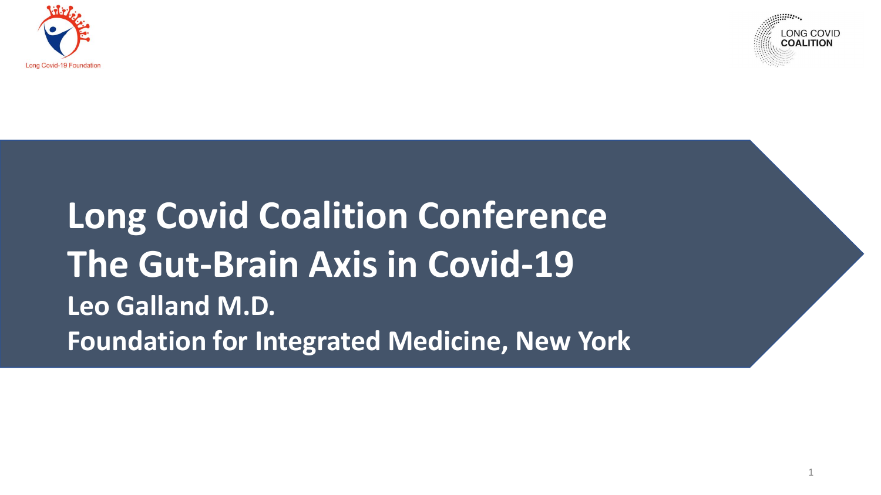Long Covid-19 Foundation

LONG COVID COALITION

# Long Covid Coalition Conference
# The Gut-Brain Axis in Covid-19

**Leo Galland M.D.**

**Foundation for Integrated Medicine, New York**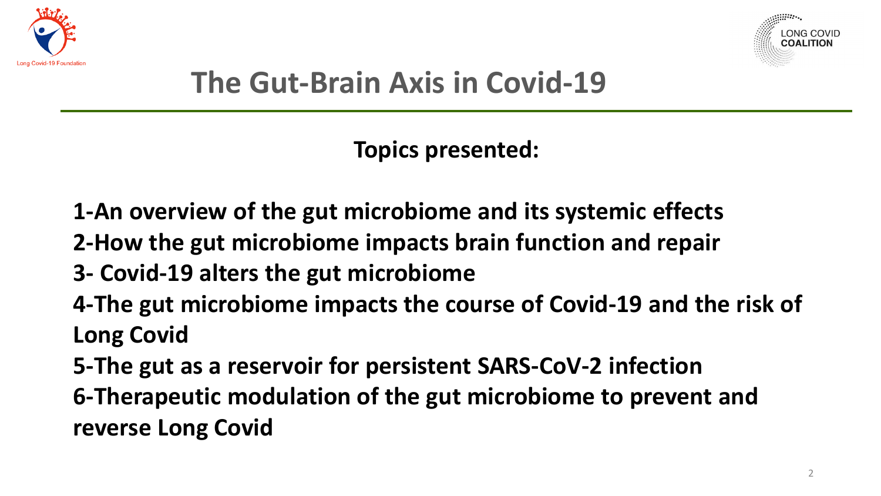# The Gut-Brain Axis in Covid-19

**Topics presented:**

**1-An overview of the gut microbiome and its systemic effects**
**2-How the gut microbiome impacts brain function and repair**
**3- Covid-19 alters the gut microbiome**
**4-The gut microbiome impacts the course of Covid-19 and the risk of Long Covid**
**5-The gut as a reservoir for persistent SARS-CoV-2 infection**
**6-Therapeutic modulation of the gut microbiome to prevent and reverse Long Covid**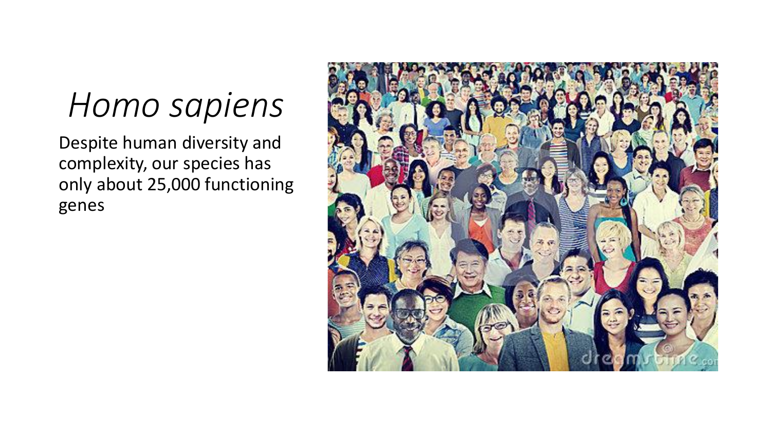# *Homo sapiens*

Despite human diversity and complexity, our species has only about 25,000 functioning genes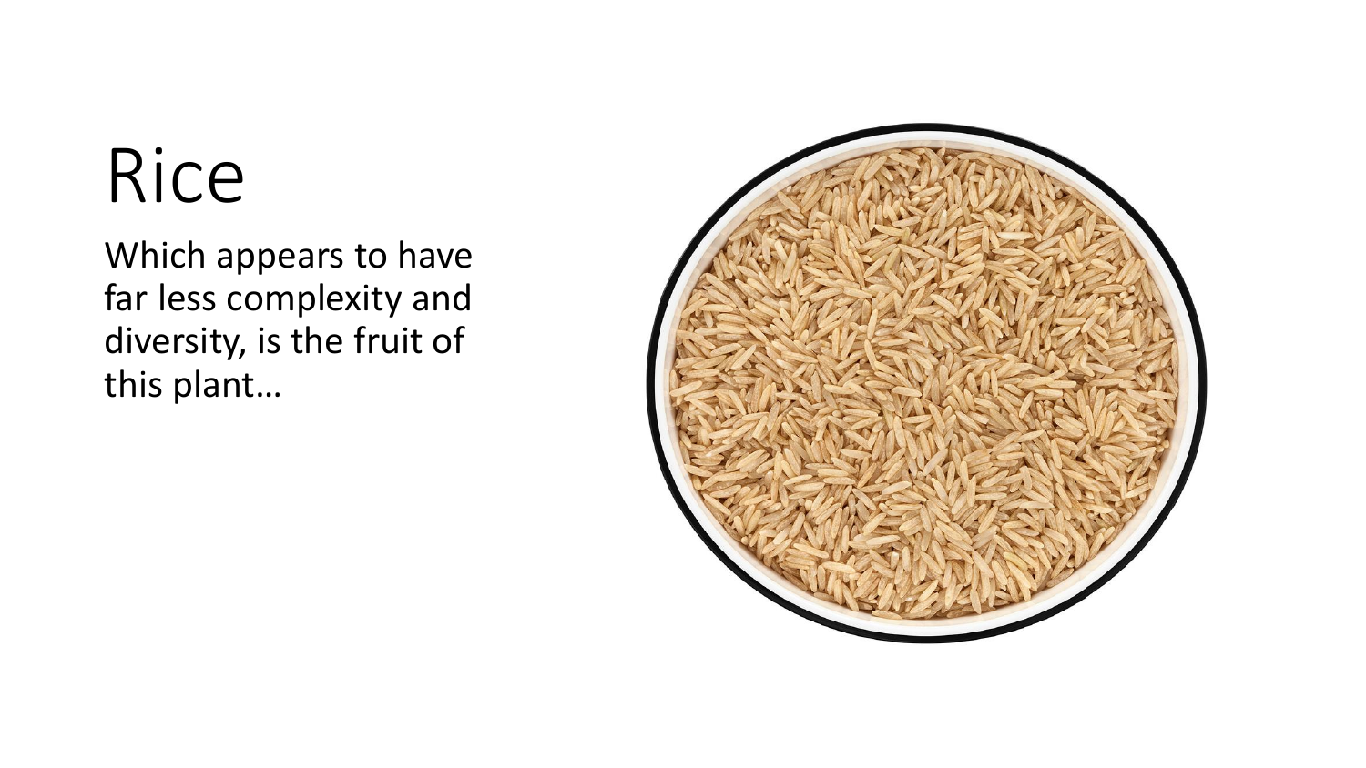# Rice

Which appears to have far less complexity and diversity, is the fruit of this plant…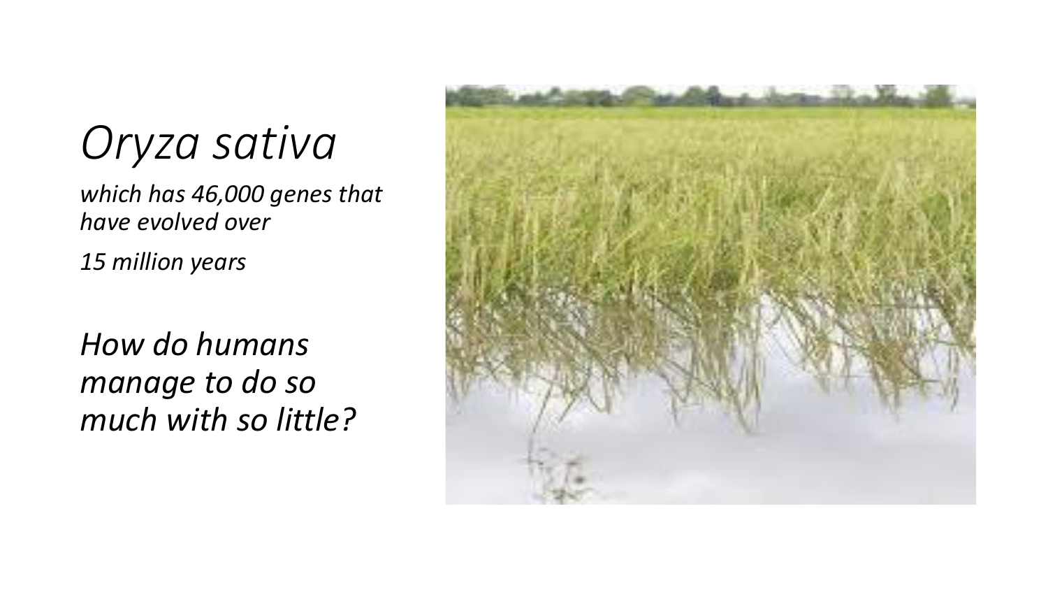# *Oryza sativa*

*which has 46,000 genes that have evolved over*

*15 million years*

*How do humans manage to do so much with so little?*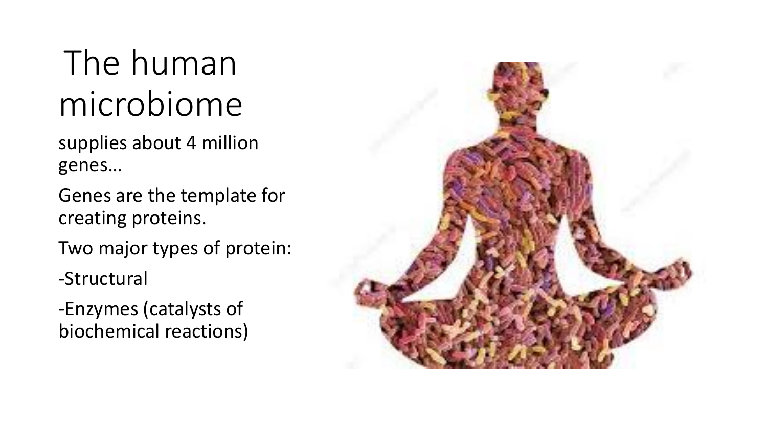# The human microbiome

supplies about 4 million genes…

Genes are the template for creating proteins.

Two major types of protein:

-Structural

-Enzymes (catalysts of biochemical reactions)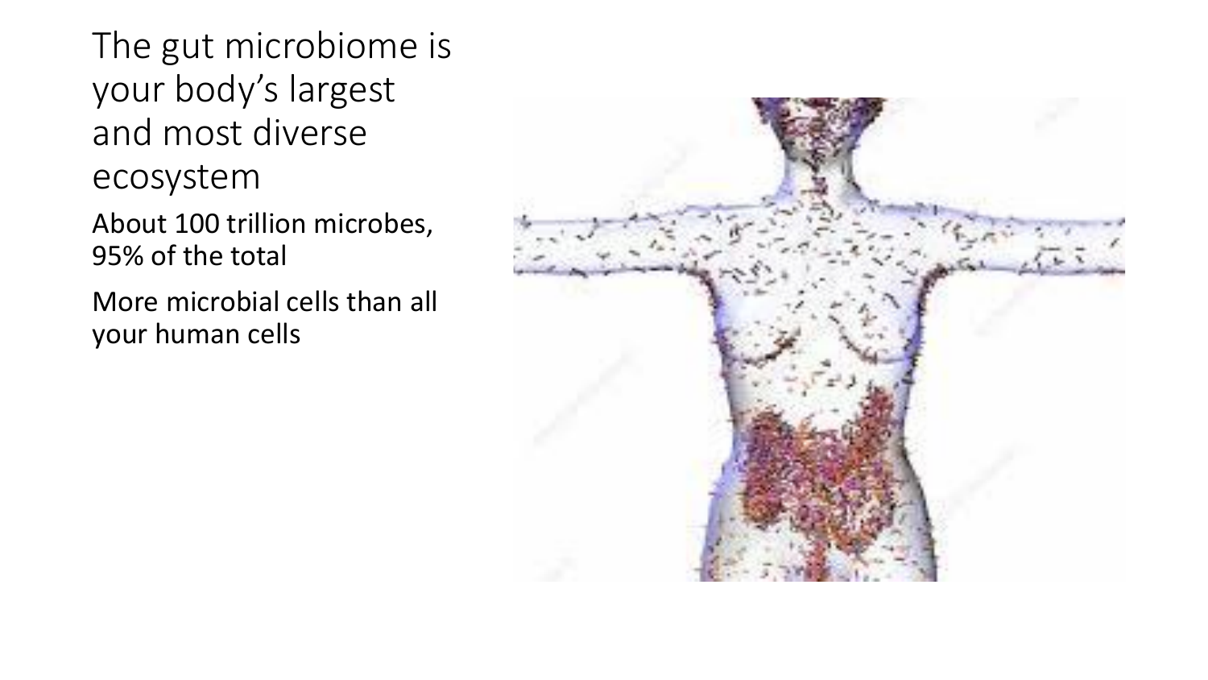# The gut microbiome is your body's largest and most diverse ecosystem

About 100 trillion microbes, 95% of the total

More microbial cells than all your human cells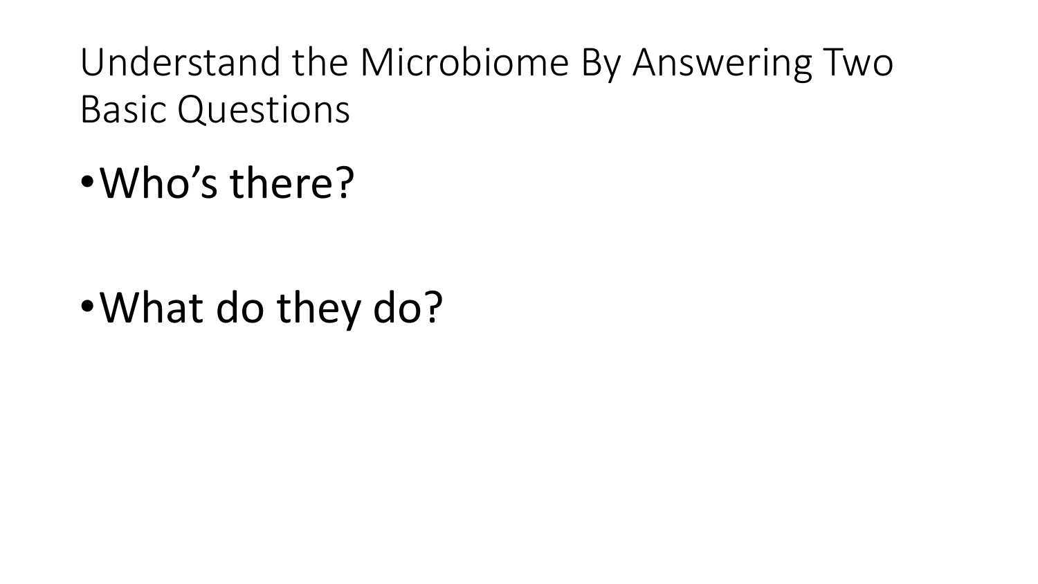# Understand the Microbiome By Answering Two Basic Questions

- Who's there?

- What do they do?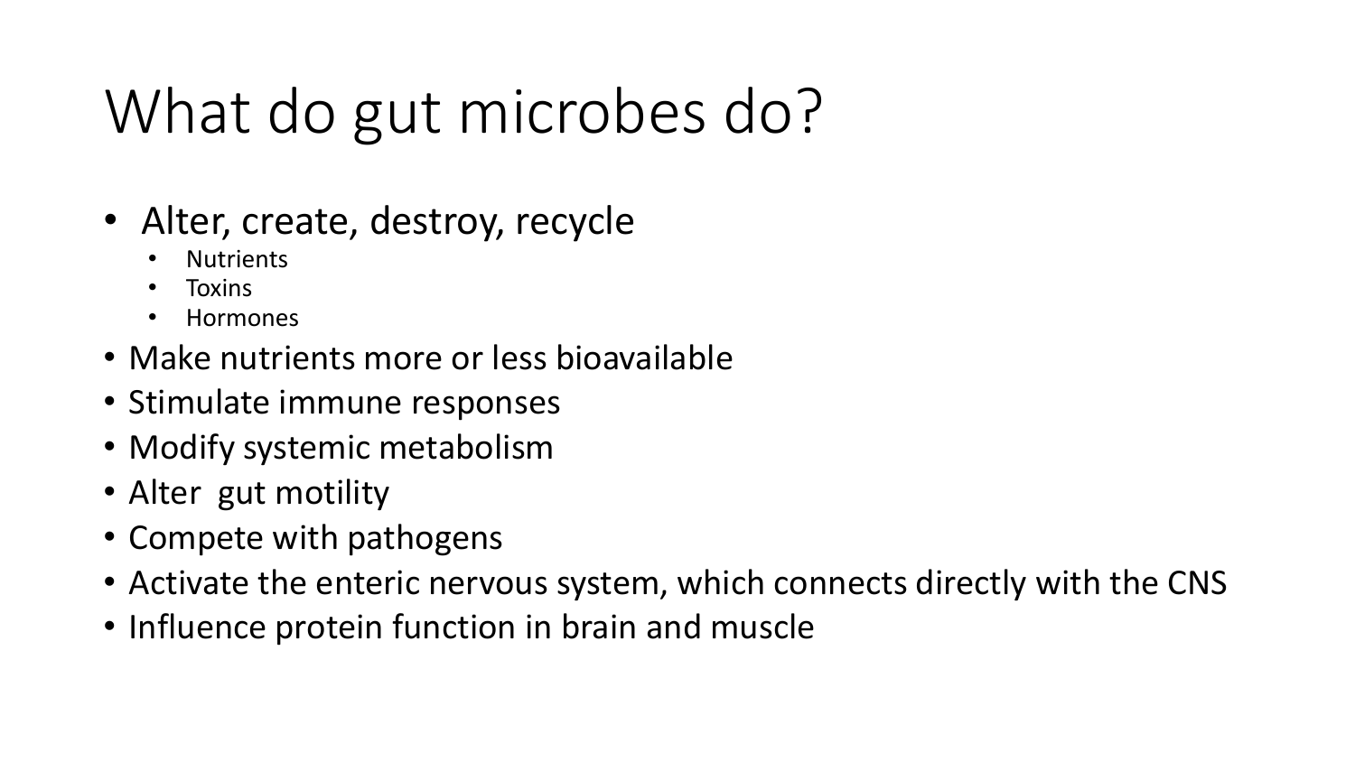# What do gut microbes do?

- Alter, create, destroy, recycle
  - Nutrients
  - Toxins
  - Hormones
- Make nutrients more or less bioavailable
- Stimulate immune responses
- Modify systemic metabolism
- Alter gut motility
- Compete with pathogens
- Activate the enteric nervous system, which connects directly with the CNS
- Influence protein function in brain and muscle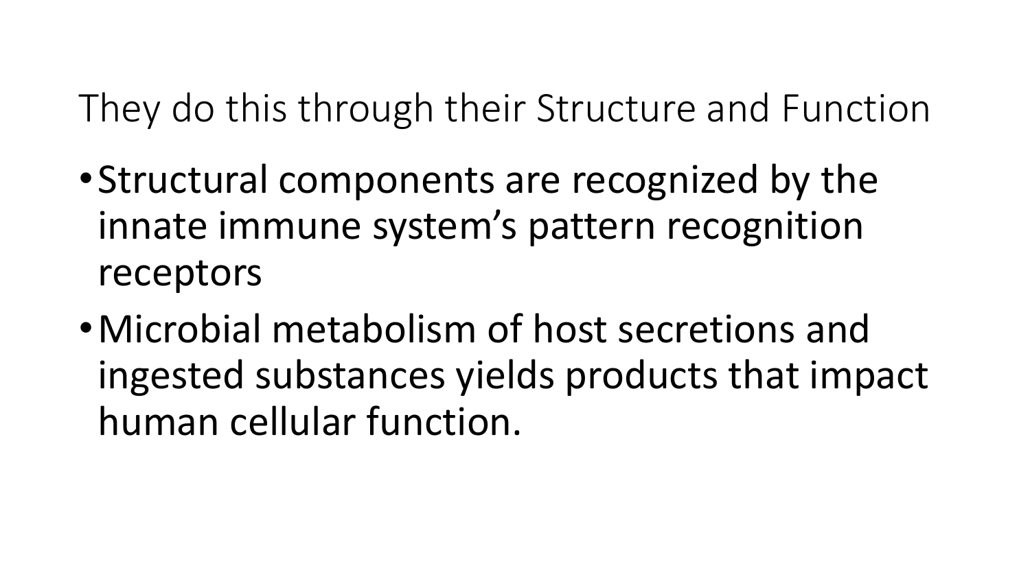# They do this through their Structure and Function

- Structural components are recognized by the innate immune system's pattern recognition receptors
- Microbial metabolism of host secretions and ingested substances yields products that impact human cellular function.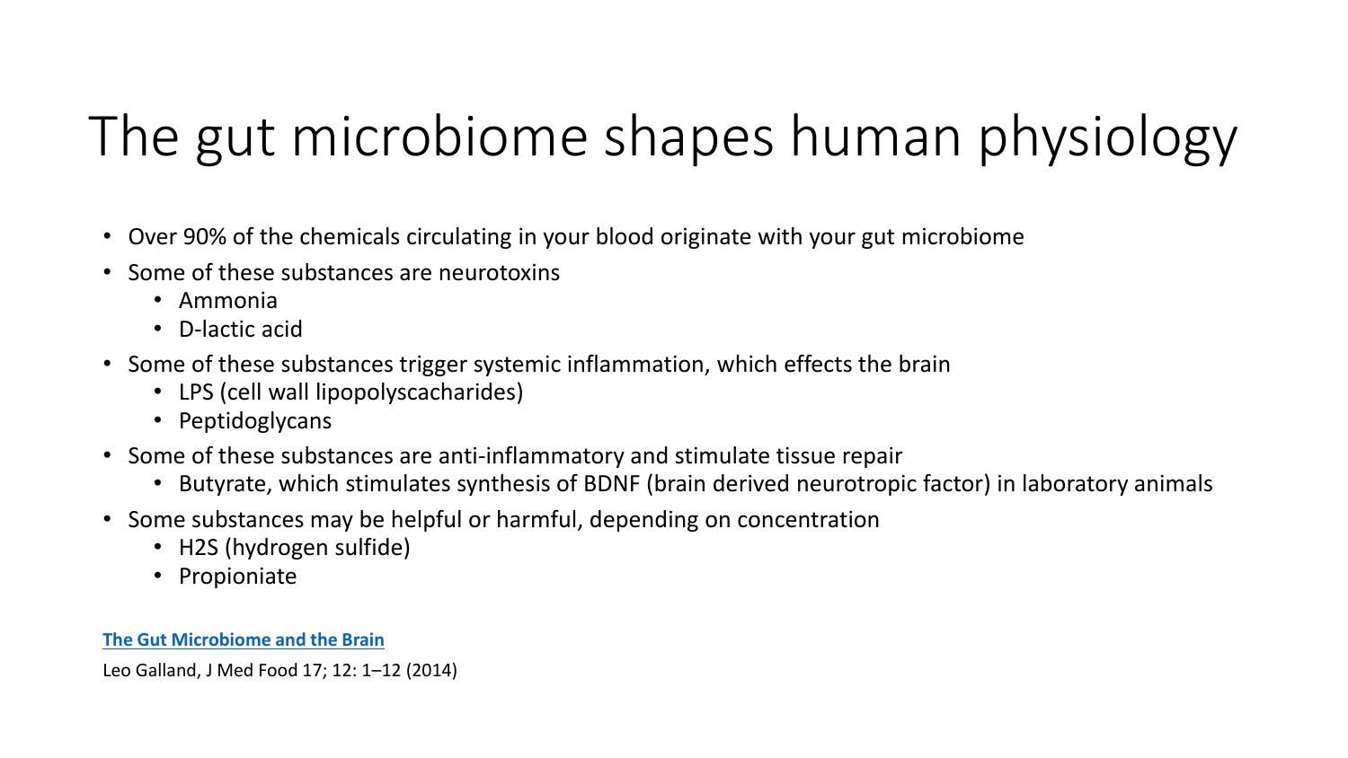# The gut microbiome shapes human physiology

- Over 90% of the chemicals circulating in your blood originate with your gut microbiome
- Some of these substances are neurotoxins
  - Ammonia
  - D-lactic acid
- Some of these substances trigger systemic inflammation, which effects the brain
  - LPS (cell wall lipopolyscacharides)
  - Peptidoglycans
- Some of these substances are anti-inflammatory and stimulate tissue repair
  - Butyrate, which stimulates synthesis of BDNF (brain derived neurotropic factor) in laboratory animals
- Some substances may be helpful or harmful, depending on concentration
  - $H_2S$ (hydrogen sulfide)
  - Propionate

**The Gut Microbiome and the Brain**

Leo Galland, J Med Food 17; 12: 1–12 (2014)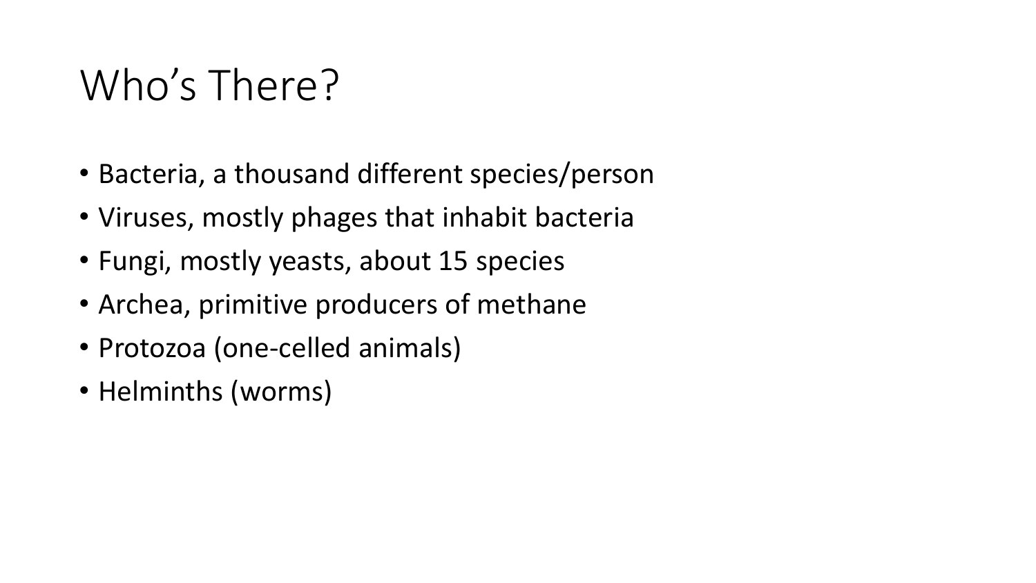# Who's There?

- Bacteria, a thousand different species/person
- Viruses, mostly phages that inhabit bacteria
- Fungi, mostly yeasts, about 15 species
- Archea, primitive producers of methane
- Protozoa (one-celled animals)
- Helminths (worms)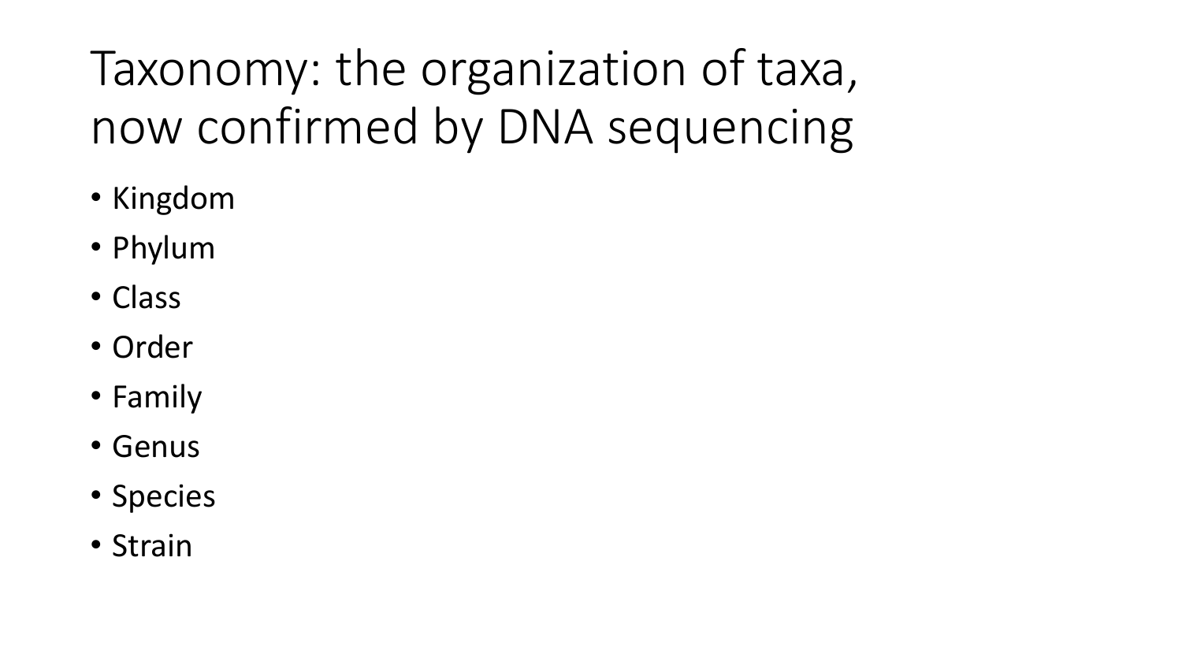# Taxonomy: the organization of taxa, now confirmed by DNA sequencing

- Kingdom
- Phylum
- Class
- Order
- Family
- Genus
- Species
- Strain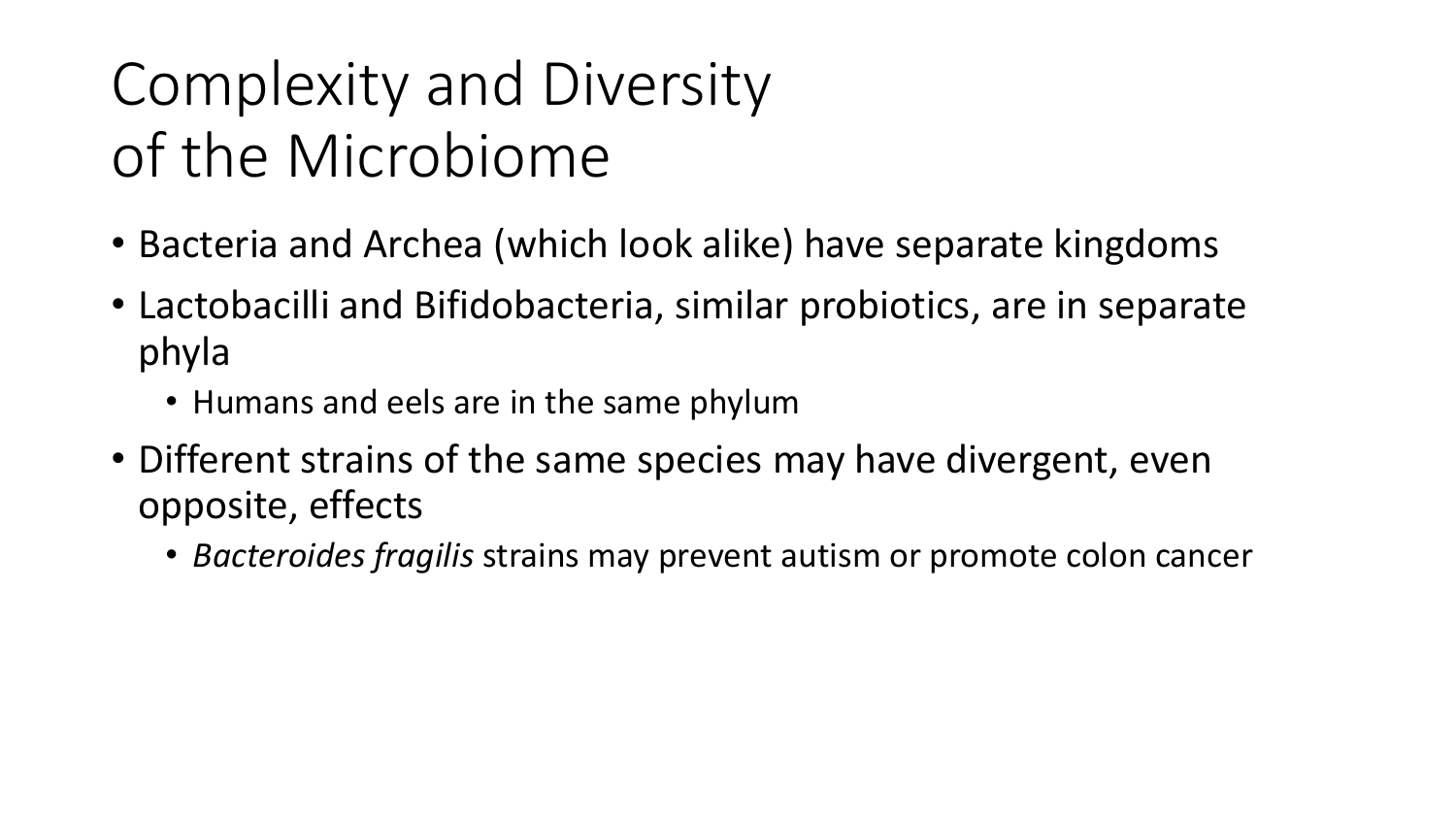# Complexity and Diversity of the Microbiome

- Bacteria and Archea (which look alike) have separate kingdoms
- Lactobacilli and Bifidobacteria, similar probiotics, are in separate phyla
  - Humans and eels are in the same phylum
- Different strains of the same species may have divergent, even opposite, effects
  - *Bacteroides fragilis* strains may prevent autism or promote colon cancer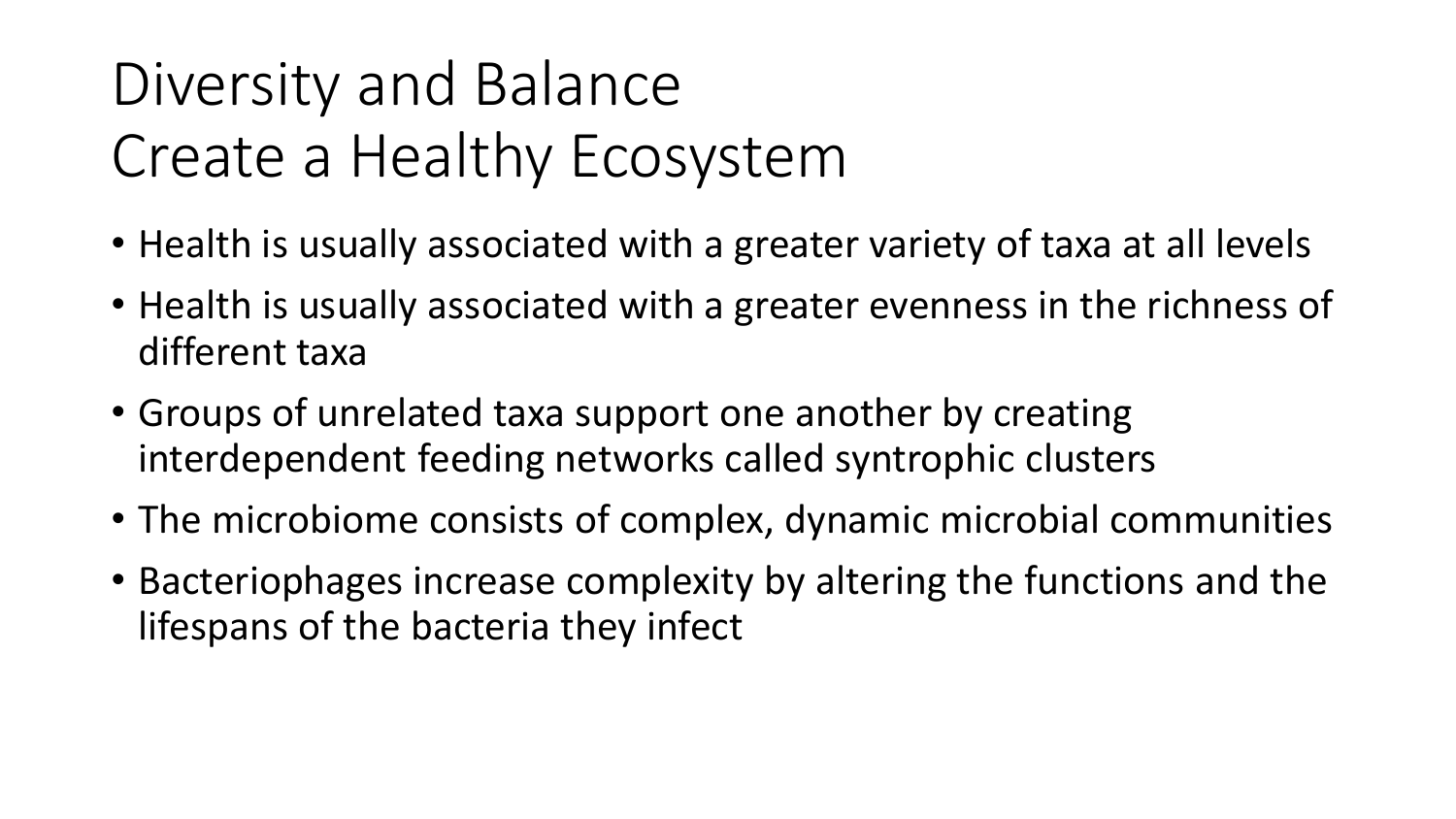# Diversity and Balance Create a Healthy Ecosystem

- Health is usually associated with a greater variety of taxa at all levels
- Health is usually associated with a greater evenness in the richness of different taxa
- Groups of unrelated taxa support one another by creating interdependent feeding networks called syntrophic clusters
- The microbiome consists of complex, dynamic microbial communities
- Bacteriophages increase complexity by altering the functions and the lifespans of the bacteria they infect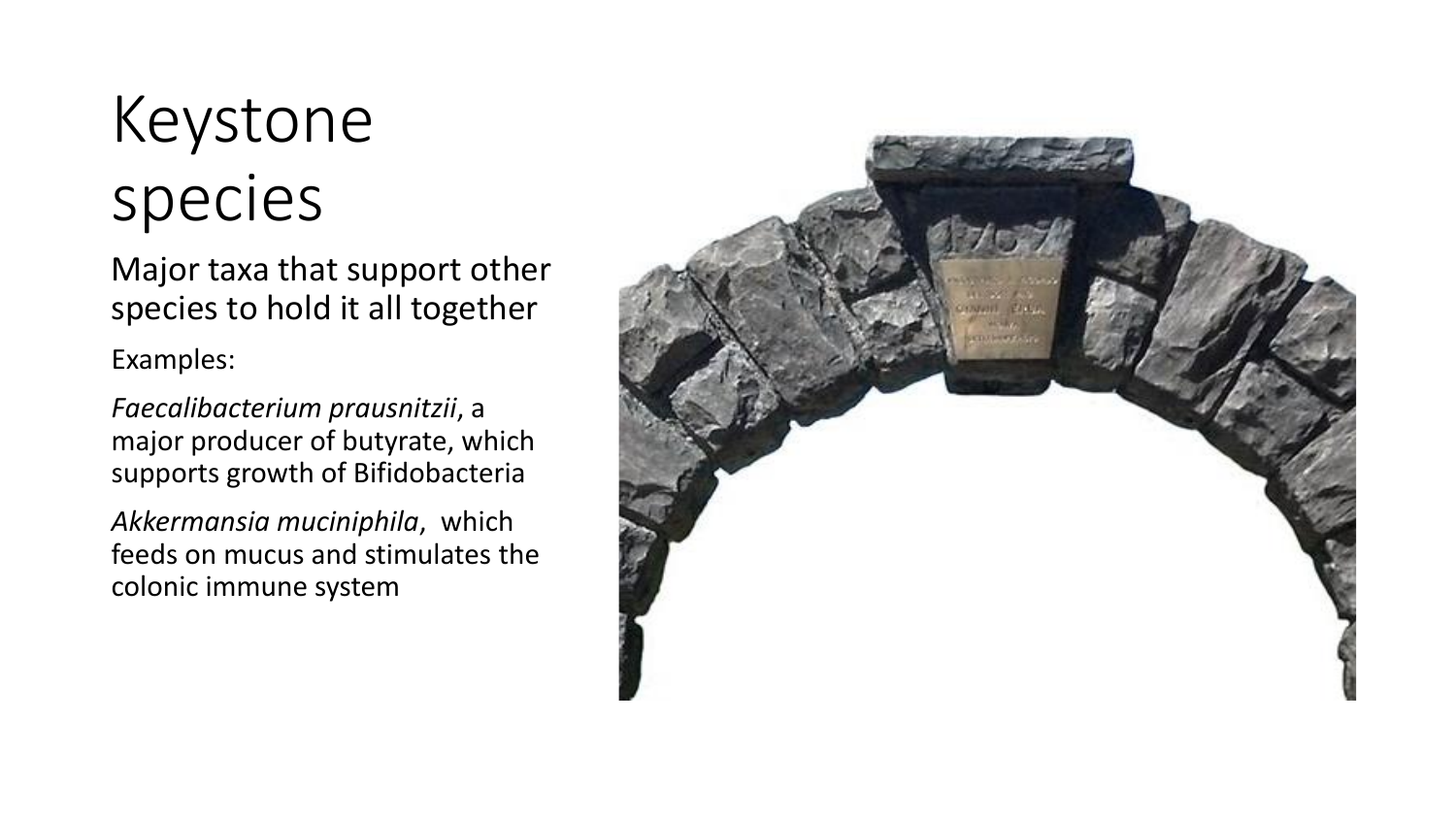# Keystone species

Major taxa that support other species to hold it all together

Examples:

*Faecalibacterium prausnitzii*, a major producer of butyrate, which supports growth of Bifidobacteria

*Akkermansia muciniphila*, which feeds on mucus and stimulates the colonic immune system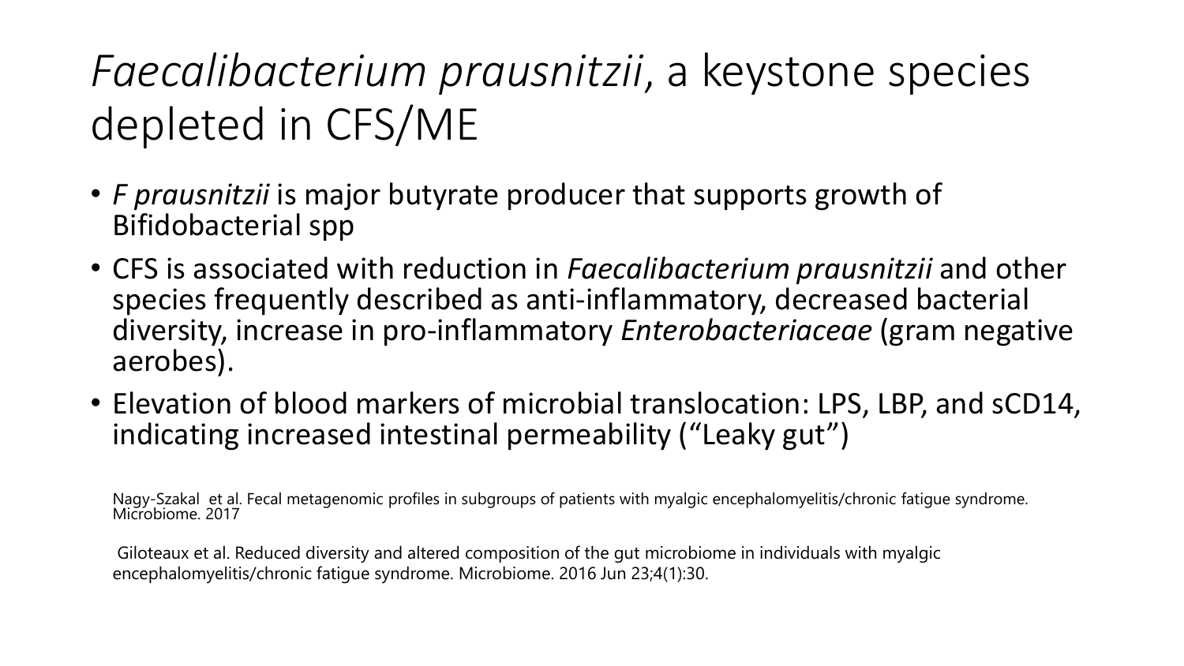# *Faecalibacterium prausnitzii*, a keystone species depleted in CFS/ME

- *F prausnitzii* is major butyrate producer that supports growth of Bifidobacterial spp
- CFS is associated with reduction in *Faecalibacterium prausnitzii* and other species frequently described as anti-inflammatory, decreased bacterial diversity, increase in pro-inflammatory *Enterobacteriaceae* (gram negative aerobes).
- Elevation of blood markers of microbial translocation: LPS, LBP, and sCD14, indicating increased intestinal permeability ("Leaky gut")

Nagy-Szakal et al. Fecal metagenomic profiles in subgroups of patients with myalgic encephalomyelitis/chronic fatigue syndrome. Microbiome. 2017

Giloteaux et al. Reduced diversity and altered composition of the gut microbiome in individuals with myalgic encephalomyelitis/chronic fatigue syndrome. Microbiome. 2016 Jun 23;4(1):30.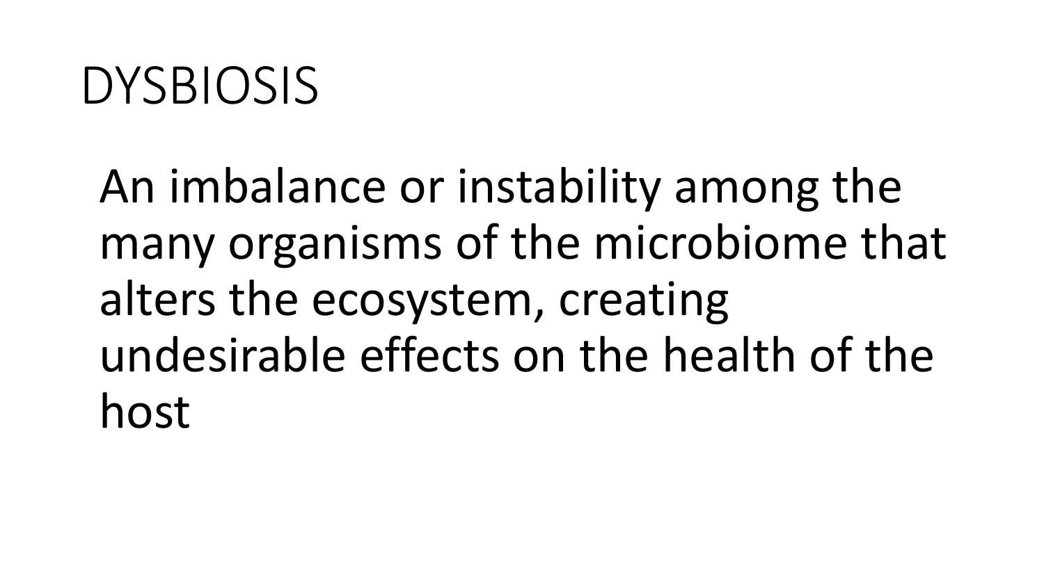# DYSBIOSIS

An imbalance or instability among the many organisms of the microbiome that alters the ecosystem, creating undesirable effects on the health of the host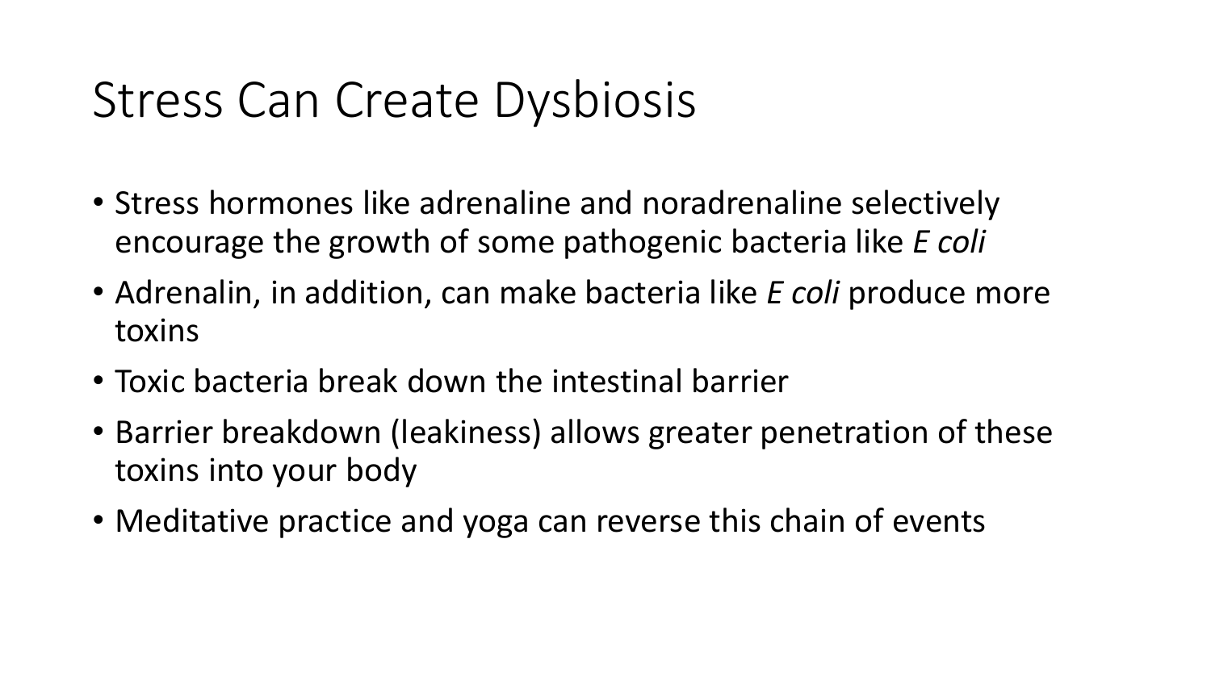# Stress Can Create Dysbiosis

- Stress hormones like adrenaline and noradrenaline selectively encourage the growth of some pathogenic bacteria like *E coli*
- Adrenalin, in addition, can make bacteria like *E coli* produce more toxins
- Toxic bacteria break down the intestinal barrier
- Barrier breakdown (leakiness) allows greater penetration of these toxins into your body
- Meditative practice and yoga can reverse this chain of events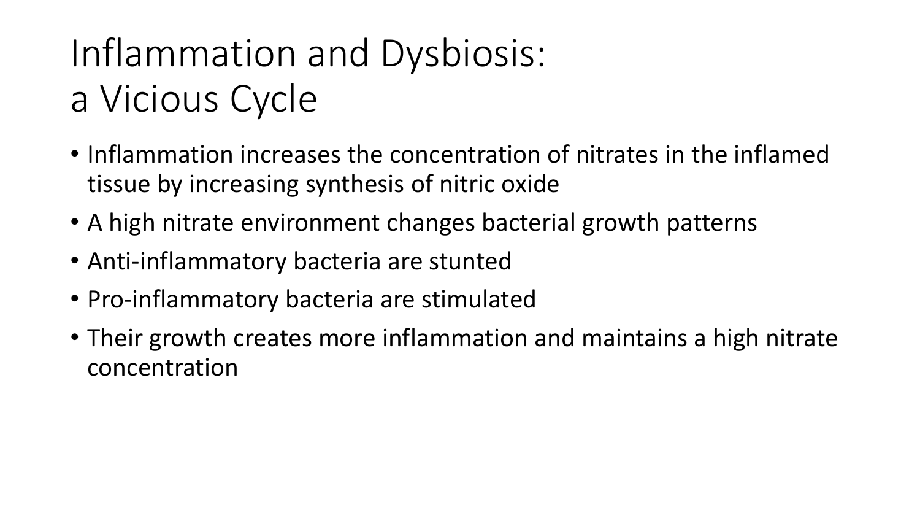# Inflammation and Dysbiosis: a Vicious Cycle

- Inflammation increases the concentration of nitrates in the inflamed tissue by increasing synthesis of nitric oxide
- A high nitrate environment changes bacterial growth patterns
- Anti-inflammatory bacteria are stunted
- Pro-inflammatory bacteria are stimulated
- Their growth creates more inflammation and maintains a high nitrate concentration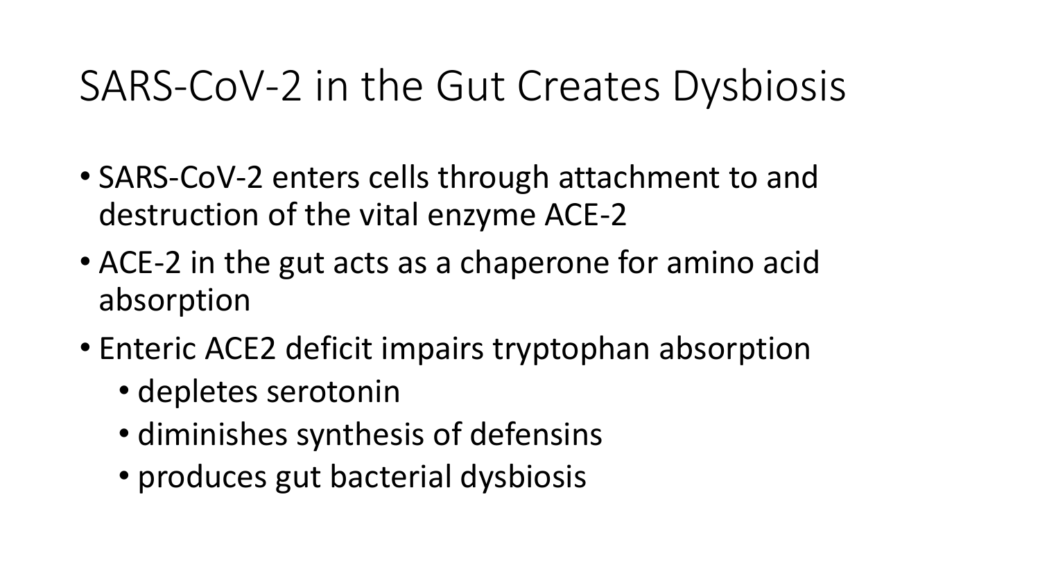# SARS-CoV-2 in the Gut Creates Dysbiosis

- SARS-CoV-2 enters cells through attachment to and destruction of the vital enzyme ACE-2
- ACE-2 in the gut acts as a chaperone for amino acid absorption
- Enteric ACE2 deficit impairs tryptophan absorption
  - depletes serotonin
  - diminishes synthesis of defensins
  - produces gut bacterial dysbiosis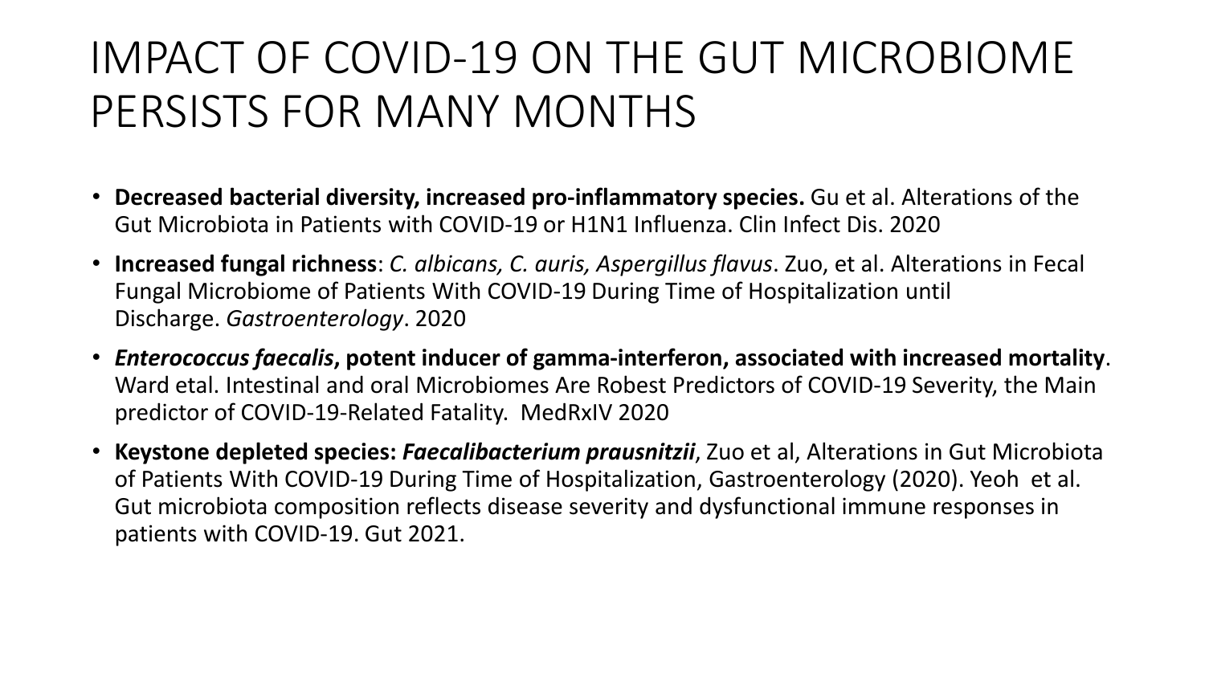# IMPACT OF COVID-19 ON THE GUT MICROBIOME PERSISTS FOR MANY MONTHS

- **Decreased bacterial diversity, increased pro-inflammatory species.** Gu et al. Alterations of the Gut Microbiota in Patients with COVID-19 or H1N1 Influenza. Clin Infect Dis. 2020
- **Increased fungal richness**: *C. albicans, C. auris, Aspergillus flavus*. Zuo, et al. Alterations in Fecal Fungal Microbiome of Patients With COVID-19 During Time of Hospitalization until Discharge. *Gastroenterology*. 2020
- ***Enterococcus faecalis*, potent inducer of gamma-interferon, associated with increased mortality**. Ward etal. Intestinal and oral Microbiomes Are Robest Predictors of COVID-19 Severity, the Main predictor of COVID-19-Related Fatality. MedRxIV 2020
- **Keystone depleted species: *Faecalibacterium prausnitzii***, Zuo et al, Alterations in Gut Microbiota of Patients With COVID-19 During Time of Hospitalization, Gastroenterology (2020). Yeoh et al. Gut microbiota composition reflects disease severity and dysfunctional immune responses in patients with COVID-19. Gut 2021.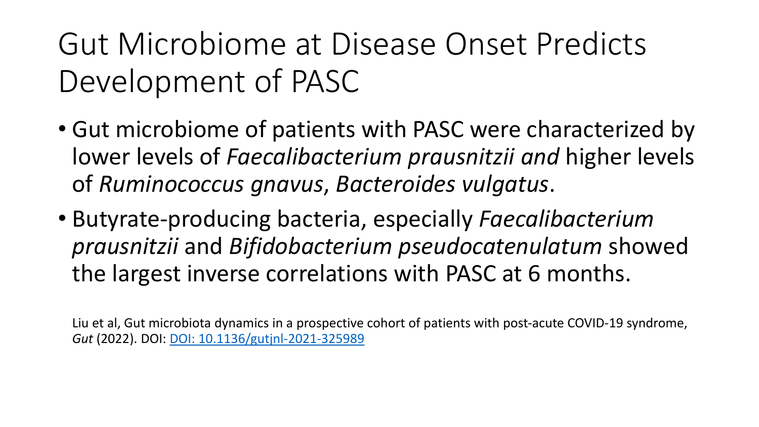# Gut Microbiome at Disease Onset Predicts Development of PASC

- Gut microbiome of patients with PASC were characterized by lower levels of *Faecalibacterium prausnitzii and* higher levels of *Ruminococcus gnavus*, *Bacteroides vulgatus*.
- Butyrate-producing bacteria, especially *Faecalibacterium prausnitzii* and *Bifidobacterium pseudocatenulatum* showed the largest inverse correlations with PASC at 6 months.

Liu et al, Gut microbiota dynamics in a prospective cohort of patients with post-acute COVID-19 syndrome, *Gut* (2022). DOI: [DOI: 10.1136/gutjnl-2021-325989](https://doi.org/10.1136/gutjnl-2021-325989)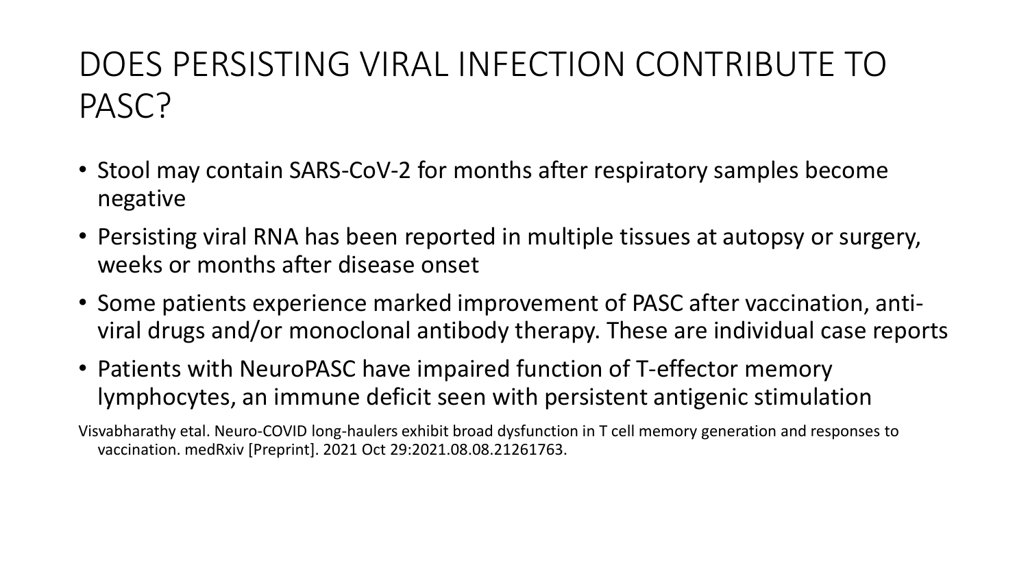# DOES PERSISTING VIRAL INFECTION CONTRIBUTE TO PASC?

- Stool may contain SARS-CoV-2 for months after respiratory samples become negative
- Persisting viral RNA has been reported in multiple tissues at autopsy or surgery, weeks or months after disease onset
- Some patients experience marked improvement of PASC after vaccination, anti-viral drugs and/or monoclonal antibody therapy. These are individual case reports
- Patients with NeuroPASC have impaired function of T-effector memory lymphocytes, an immune deficit seen with persistent antigenic stimulation

Visvabharathy etal. Neuro-COVID long-haulers exhibit broad dysfunction in T cell memory generation and responses to vaccination. medRxiv [Preprint]. 2021 Oct 29:2021.08.08.21261763.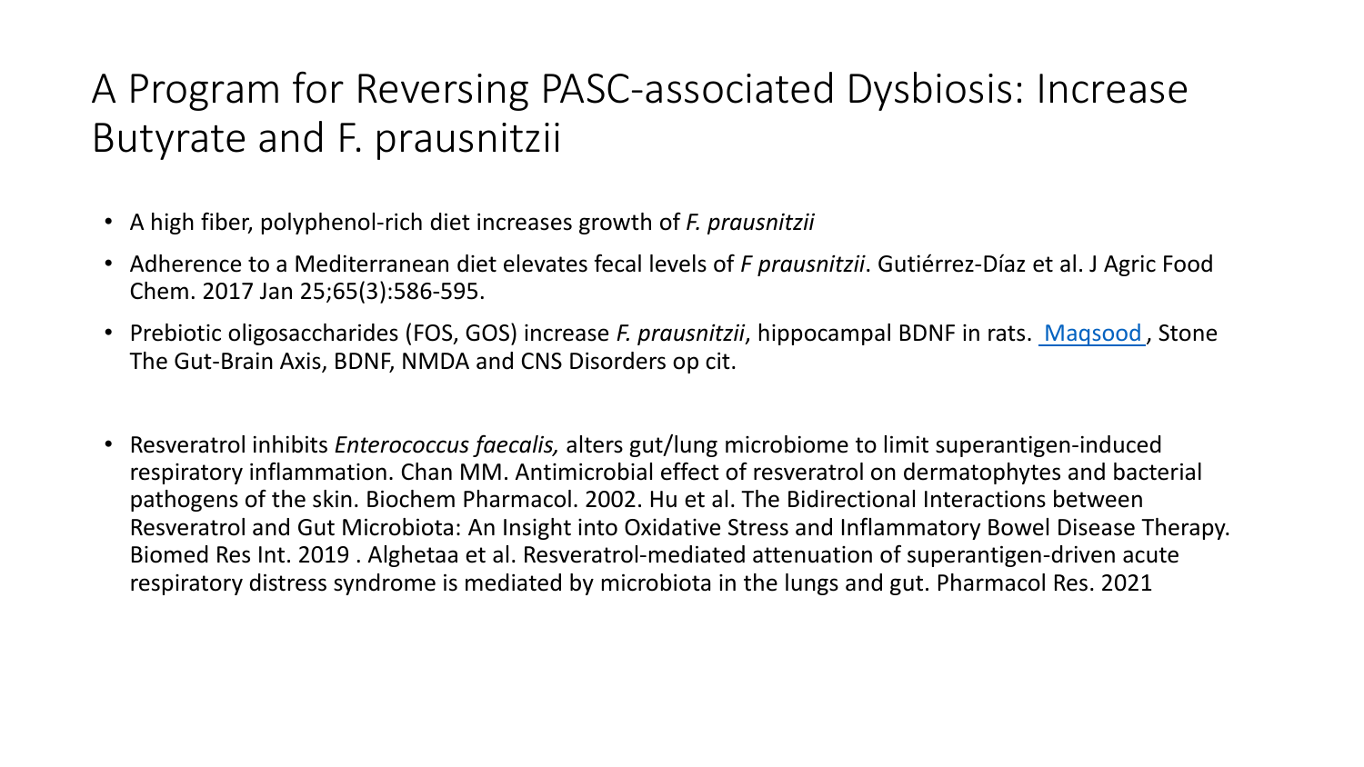# A Program for Reversing PASC-associated Dysbiosis: Increase Butyrate and F. prausnitzii

- A high fiber, polyphenol-rich diet increases growth of *F. prausnitzii*
- Adherence to a Mediterranean diet elevates fecal levels of *F prausnitzii*. Gutiérrez-Díaz et al. J Agric Food Chem. 2017 Jan 25;65(3):586-595.
- Prebiotic oligosaccharides (FOS, GOS) increase *F. prausnitzii*, hippocampal BDNF in rats. Maqsood, Stone The Gut-Brain Axis, BDNF, NMDA and CNS Disorders op cit.
- Resveratrol inhibits *Enterococcus faecalis,* alters gut/lung microbiome to limit superantigen-induced respiratory inflammation. Chan MM. Antimicrobial effect of resveratrol on dermatophytes and bacterial pathogens of the skin. Biochem Pharmacol. 2002. Hu et al. The Bidirectional Interactions between Resveratrol and Gut Microbiota: An Insight into Oxidative Stress and Inflammatory Bowel Disease Therapy. Biomed Res Int. 2019 . Alghetaa et al. Resveratrol-mediated attenuation of superantigen-driven acute respiratory distress syndrome is mediated by microbiota in the lungs and gut. Pharmacol Res. 2021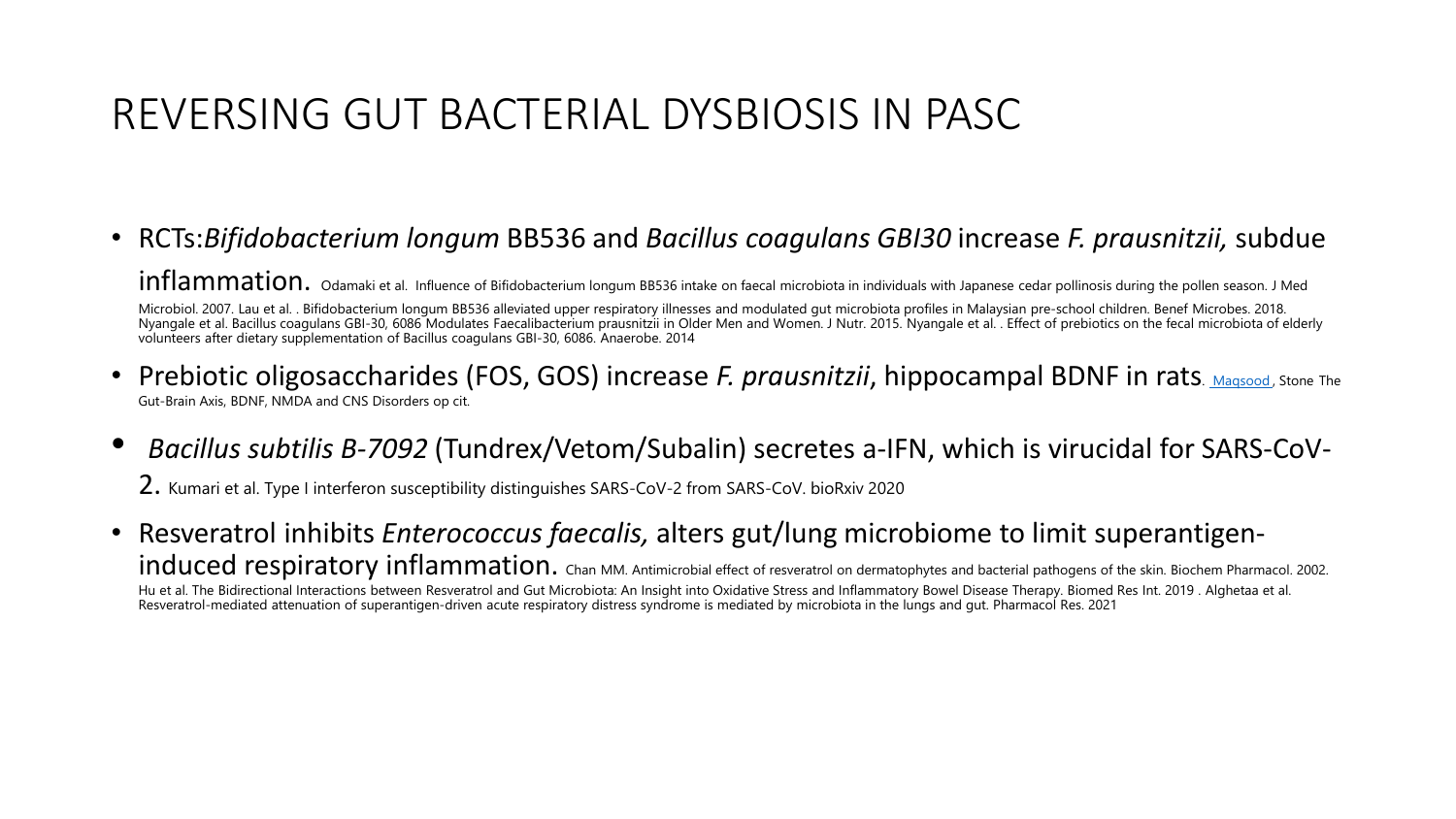# REVERSING GUT BACTERIAL DYSBIOSIS IN PASC

- RCTs:*Bifidobacterium longum* BB536 and *Bacillus coagulans GBI30* increase *F. prausnitzii,* subdue inflammation. Odamaki et al. Influence of Bifidobacterium longum BB536 intake on faecal microbiota in individuals with Japanese cedar pollinosis during the pollen season. J Med Microbiol. 2007. Lau et al. . Bifidobacterium longum BB536 alleviated upper respiratory illnesses and modulated gut microbiota profiles in Malaysian pre-school children. Benef Microbes. 2018. Nyangale et al. Bacillus coagulans GBI-30, 6086 Modulates Faecalibacterium prausnitzii in Older Men and Women. J Nutr. 2015. Nyangale et al. . Effect of prebiotics on the fecal microbiota of elderly volunteers after dietary supplementation of Bacillus coagulans GBI-30, 6086. Anaerobe. 2014
- Prebiotic oligosaccharides (FOS, GOS) increase *F. prausnitzii*, hippocampal BDNF in rats. Maqsood, Stone The Gut-Brain Axis, BDNF, NMDA and CNS Disorders op cit.
- *Bacillus subtilis B-7092* (Tundrex/Vetom/Subalin) secretes a-IFN, which is virucidal for SARS-CoV-2. Kumari et al. Type I interferon susceptibility distinguishes SARS-CoV-2 from SARS-CoV. bioRxiv 2020
- Resveratrol inhibits *Enterococcus faecalis,* alters gut/lung microbiome to limit superantigen-induced respiratory inflammation. Chan MM. Antimicrobial effect of resveratrol on dermatophytes and bacterial pathogens of the skin. Biochem Pharmacol. 2002. Hu et al. The Bidirectional Interactions between Resveratrol and Gut Microbiota: An Insight into Oxidative Stress and Inflammatory Bowel Disease Therapy. Biomed Res Int. 2019 . Alghetaa et al. Resveratrol-mediated attenuation of superantigen-driven acute respiratory distress syndrome is mediated by microbiota in the lungs and gut. Pharmacol Res. 2021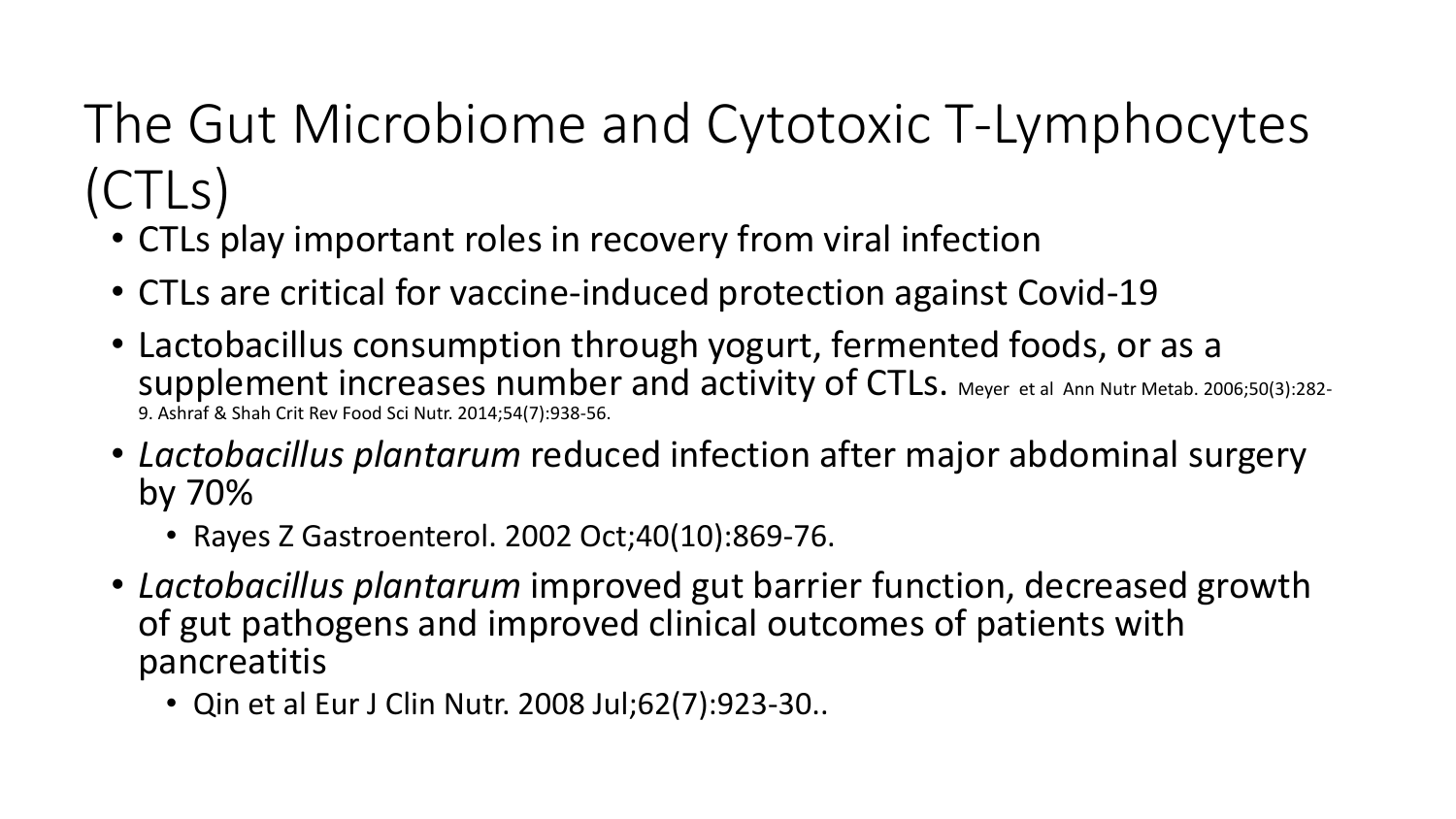# The Gut Microbiome and Cytotoxic T-Lymphocytes (CTLs)

- CTLs play important roles in recovery from viral infection
- CTLs are critical for vaccine-induced protection against Covid-19
- Lactobacillus consumption through yogurt, fermented foods, or as a supplement increases number and activity of CTLs. Meyer et al Ann Nutr Metab. 2006;50(3):282-9. Ashraf & Shah Crit Rev Food Sci Nutr. 2014;54(7):938-56.
- *Lactobacillus plantarum* reduced infection after major abdominal surgery by 70%
  - Rayes Z Gastroenterol. 2002 Oct;40(10):869-76.
- *Lactobacillus plantarum* improved gut barrier function, decreased growth of gut pathogens and improved clinical outcomes of patients with pancreatitis
  - Qin et al Eur J Clin Nutr. 2008 Jul;62(7):923-30..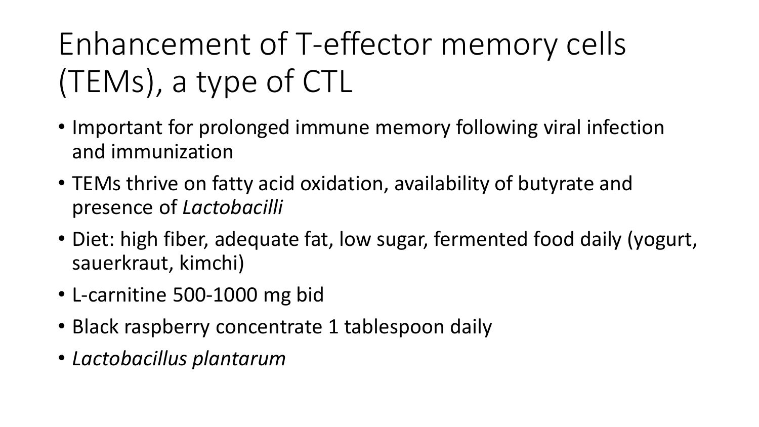# Enhancement of T-effector memory cells (TEMs), a type of CTL

- Important for prolonged immune memory following viral infection and immunization
- TEMs thrive on fatty acid oxidation, availability of butyrate and presence of *Lactobacilli*
- Diet: high fiber, adequate fat, low sugar, fermented food daily (yogurt, sauerkraut, kimchi)
- L-carnitine 500-1000 mg bid
- Black raspberry concentrate 1 tablespoon daily
- *Lactobacillus plantarum*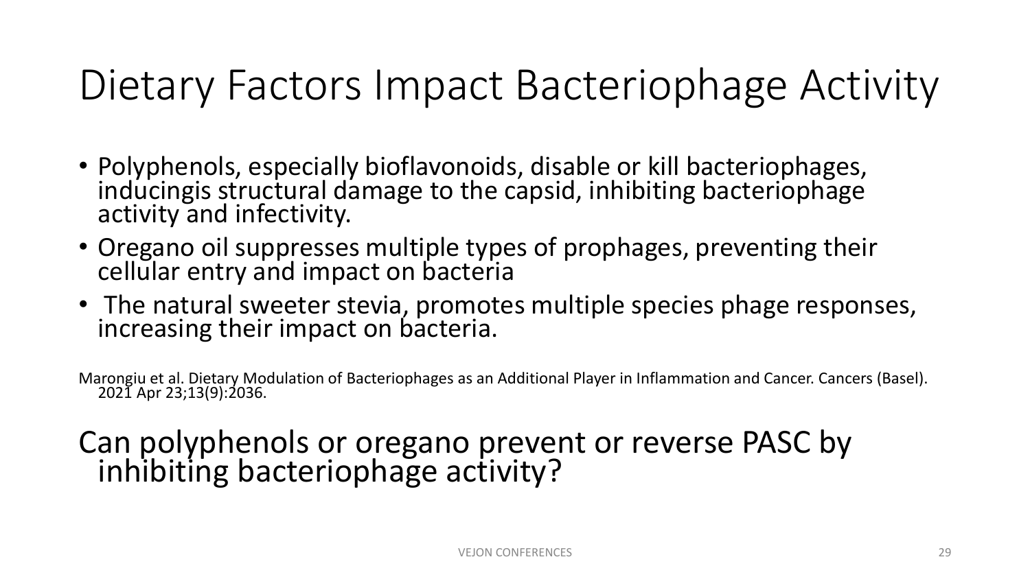# Dietary Factors Impact Bacteriophage Activity

- Polyphenols, especially bioflavonoids, disable or kill bacteriophages, inducingis structural damage to the capsid, inhibiting bacteriophage activity and infectivity.
- Oregano oil suppresses multiple types of prophages, preventing their cellular entry and impact on bacteria
- The natural sweeter stevia, promotes multiple species phage responses, increasing their impact on bacteria.

Marongiu et al. Dietary Modulation of Bacteriophages as an Additional Player in Inflammation and Cancer. Cancers (Basel). 2021 Apr 23;13(9):2036.

Can polyphenols or oregano prevent or reverse PASC by inhibiting bacteriophage activity?